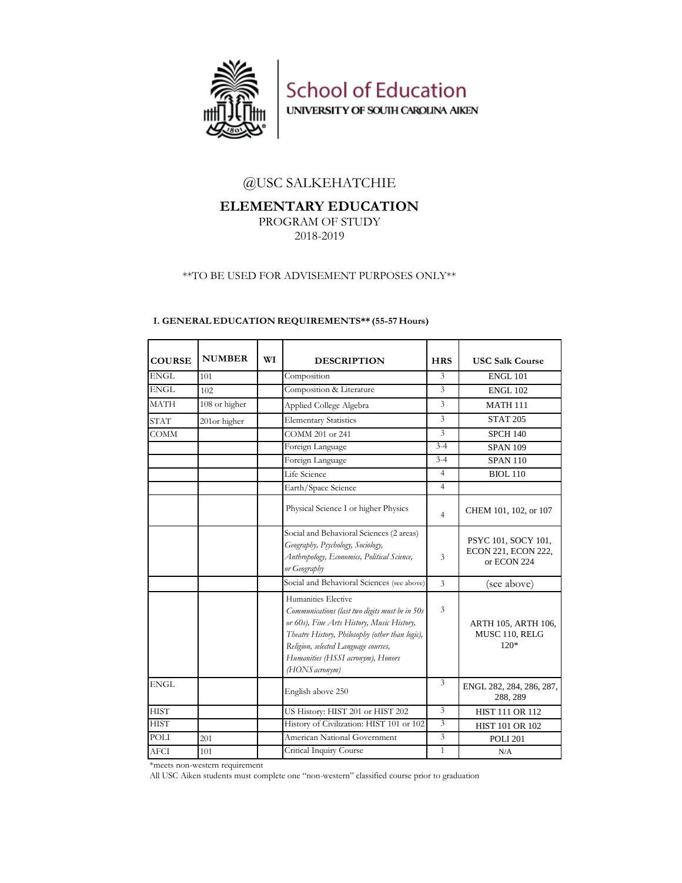School of Education
UNIVERSITY OF SOUTH CAROLINA AIKEN

@USC SALKEHATCHIE

# ELEMENTARY EDUCATION

PROGRAM OF STUDY
2018-2019

**TO BE USED FOR ADVISEMENT PURPOSES ONLY**

## I. GENERAL EDUCATION REQUIREMENTS** (55-57 Hours)

| COURSE | NUMBER | WI | DESCRIPTION | HRS | USC Salk Course |
|---|---|---|---|---|---|
| ENGL | 101 | | Composition | 3 | ENGL 101 |
| ENGL | 102 | | Composition & Literature | 3 | ENGL 102 |
| MATH | 108 or higher | | Applied College Algebra | 3 | MATH 111 |
| STAT | 201or higher | | Elementary Statistics | 3 | STAT 205 |
| COMM | | | COMM 201 or 241 | 3 | SPCH 140 |
| | | | Foreign Language | 3-4 | SPAN 109 |
| | | | Foreign Language | 3-4 | SPAN 110 |
| | | | Life Science | 4 | BIOL 110 |
| | | | Earth/Space Science | 4 | |
| | | | Physical Science I or higher Physics | 4 | CHEM 101, 102, or 107 |
| | | | Social and Behavioral Sciences (2 areas) *Geography, Psychology, Sociology, Anthropology, Economics, Political Science, or Geography* | 3 | PSYC 101, SOCY 101, ECON 221, ECON 222, or ECON 224 |
| | | | Social and Behavioral Sciences (see above) | 3 | (see above) |
| | | | Humanities Elective *Communications (last two digits must be in 50s or 60s), Fine Arts History, Music History, Theatre History, Philosophy (other than logic), Religion, selected Language courses, Humanities (HSSI acronym), Honors (HONS acronym)* | 3 | ARTH 105, ARTH 106, MUSC 110, RELG 120* |
| ENGL | | | English above 250 | 3 | ENGL 282, 284, 286, 287, 288, 289 |
| HIST | | | US History: HIST 201 or HIST 202 | 3 | HIST 111 OR 112 |
| HIST | | | History of Civilization: HIST 101 or 102 | 3 | HIST 101 OR 102 |
| POLI | 201 | | American National Government | 3 | POLI 201 |
| AFCI | 101 | | Critical Inquiry Course | 1 | N/A |

*meets non-western requirement
All USC Aiken students must complete one "non-western" classified course prior to graduation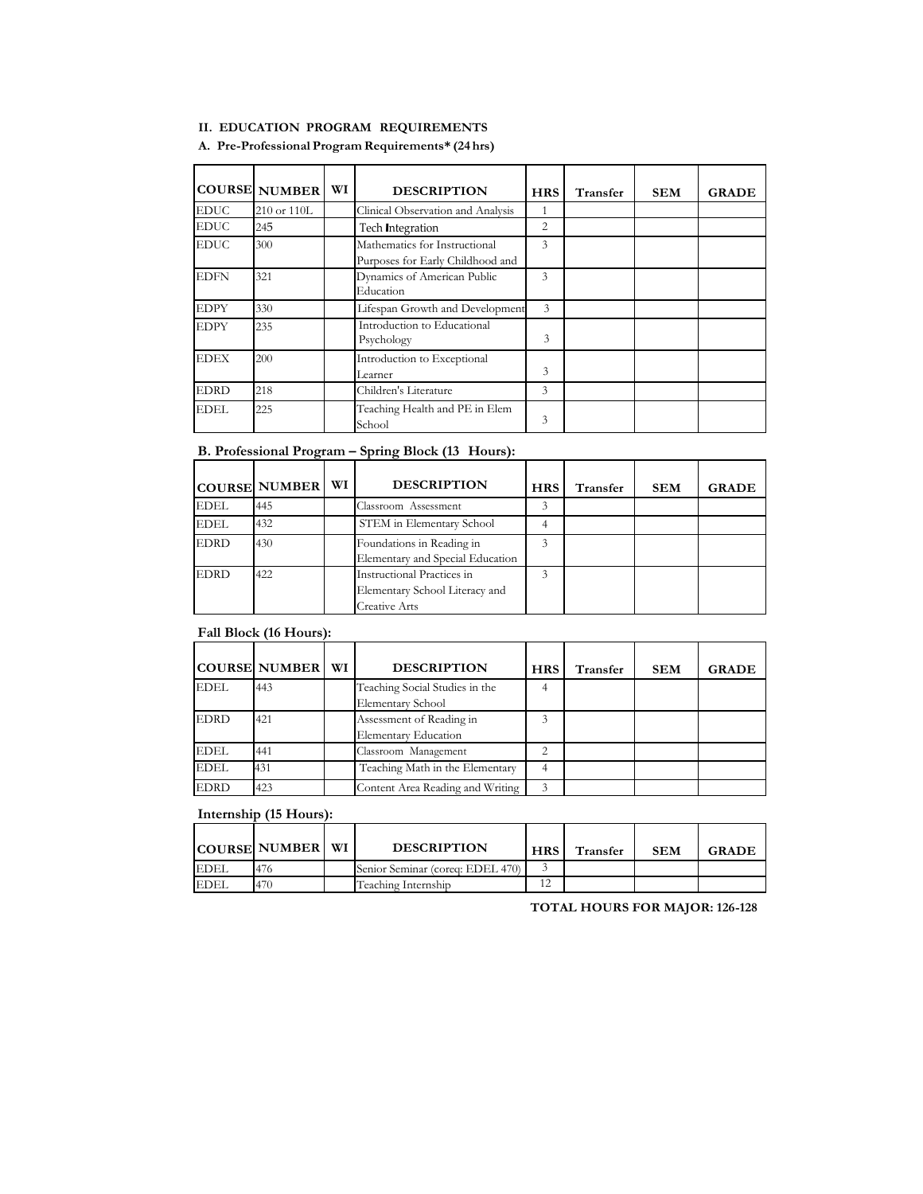### II. EDUCATION PROGRAM REQUIREMENTS

#### A. Pre-Professional Program Requirements* (24 hrs)

| COURSE | NUMBER | WI | DESCRIPTION | HRS | Transfer | SEM | GRADE |
|---|---|---|---|---|---|---|---|
| EDUC | 210 or 110L | | Clinical Observation and Analysis | 1 | | | |
| EDUC | 245 | | Tech Integration | 2 | | | |
| EDUC | 300 | | Mathematics for Instructional Purposes for Early Childhood and | 3 | | | |
| EDFN | 321 | | Dynamics of American Public Education | 3 | | | |
| EDPY | 330 | | Lifespan Growth and Development | 3 | | | |
| EDPY | 235 | | Introduction to Educational Psychology | 3 | | | |
| EDEX | 200 | | Introduction to Exceptional Learner | 3 | | | |
| EDRD | 218 | | Children's Literature | 3 | | | |
| EDEL | 225 | | Teaching Health and PE in Elem School | 3 | | | |

#### B. Professional Program – Spring Block (13 Hours):

| COURSE | NUMBER | WI | DESCRIPTION | HRS | Transfer | SEM | GRADE |
|---|---|---|---|---|---|---|---|
| EDEL | 445 | | Classroom Assessment | 3 | | | |
| EDEL | 432 | | STEM in Elementary School | 4 | | | |
| EDRD | 430 | | Foundations in Reading in Elementary and Special Education | 3 | | | |
| EDRD | 422 | | Instructional Practices in Elementary School Literacy and Creative Arts | 3 | | | |

#### Fall Block (16 Hours):

| COURSE | NUMBER | WI | DESCRIPTION | HRS | Transfer | SEM | GRADE |
|---|---|---|---|---|---|---|---|
| EDEL | 443 | | Teaching Social Studies in the Elementary School | 4 | | | |
| EDRD | 421 | | Assessment of Reading in Elementary Education | 3 | | | |
| EDEL | 441 | | Classroom Management | 2 | | | |
| EDEL | 431 | | Teaching Math in the Elementary | 4 | | | |
| EDRD | 423 | | Content Area Reading and Writing | 3 | | | |

#### Internship (15 Hours):

| COURSE | NUMBER | WI | DESCRIPTION | HRS | Transfer | SEM | GRADE |
|---|---|---|---|---|---|---|---|
| EDEL | 476 | | Senior Seminar (coreq: EDEL 470) | 3 | | | |
| EDEL | 470 | | Teaching Internship | 12 | | | |

**TOTAL HOURS FOR MAJOR: 126-128**